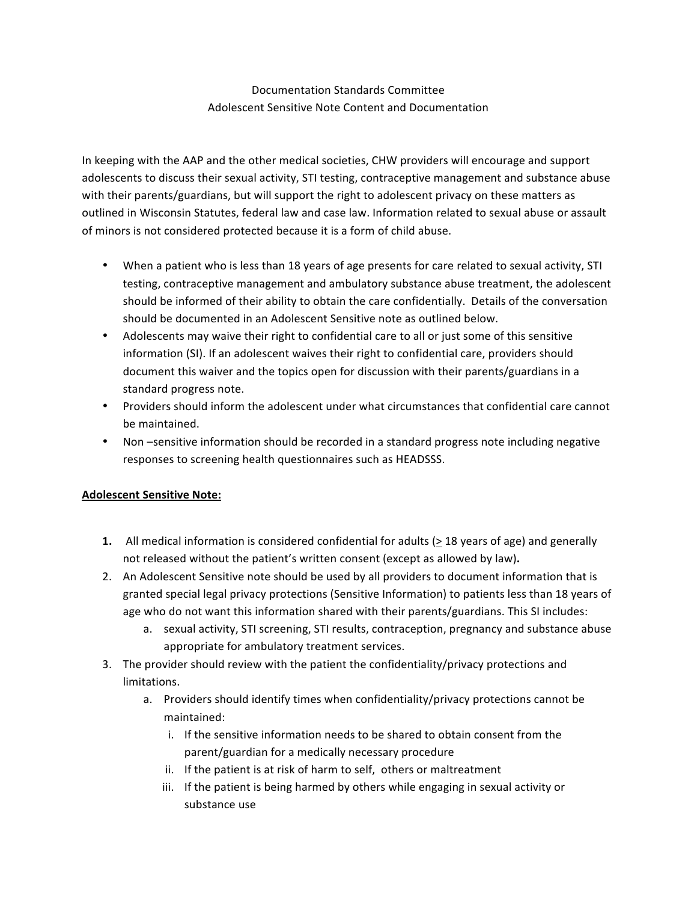Documentation Standards Committee

Adolescent Sensitive Note Content and Documentation

In keeping with the AAP and the other medical societies, CHW providers will encourage and support adolescents to discuss their sexual activity, STI testing, contraceptive management and substance abuse with their parents/guardians, but will support the right to adolescent privacy on these matters as outlined in Wisconsin Statutes, federal law and case law. Information related to sexual abuse or assault of minors is not considered protected because it is a form of child abuse.

- When a patient who is less than 18 years of age presents for care related to sexual activity, STI testing, contraceptive management and ambulatory substance abuse treatment, the adolescent should be informed of their ability to obtain the care confidentially. Details of the conversation should be documented in an Adolescent Sensitive note as outlined below.
- Adolescents may waive their right to confidential care to all or just some of this sensitive information (SI). If an adolescent waives their right to confidential care, providers should document this waiver and the topics open for discussion with their parents/guardians in a standard progress note.
- Providers should inform the adolescent under what circumstances that confidential care cannot be maintained.
- Non –sensitive information should be recorded in a standard progress note including negative responses to screening health questionnaires such as HEADSSS.

**Adolescent Sensitive Note:**

1. All medical information is considered confidential for adults ($\geq$ 18 years of age) and generally not released without the patient's written consent (except as allowed by law)**.**
2. An Adolescent Sensitive note should be used by all providers to document information that is granted special legal privacy protections (Sensitive Information) to patients less than 18 years of age who do not want this information shared with their parents/guardians. This SI includes:
   a. sexual activity, STI screening, STI results, contraception, pregnancy and substance abuse appropriate for ambulatory treatment services.
3. The provider should review with the patient the confidentiality/privacy protections and limitations.
   a. Providers should identify times when confidentiality/privacy protections cannot be maintained:
      i. If the sensitive information needs to be shared to obtain consent from the parent/guardian for a medically necessary procedure
      ii. If the patient is at risk of harm to self, others or maltreatment
      iii. If the patient is being harmed by others while engaging in sexual activity or substance use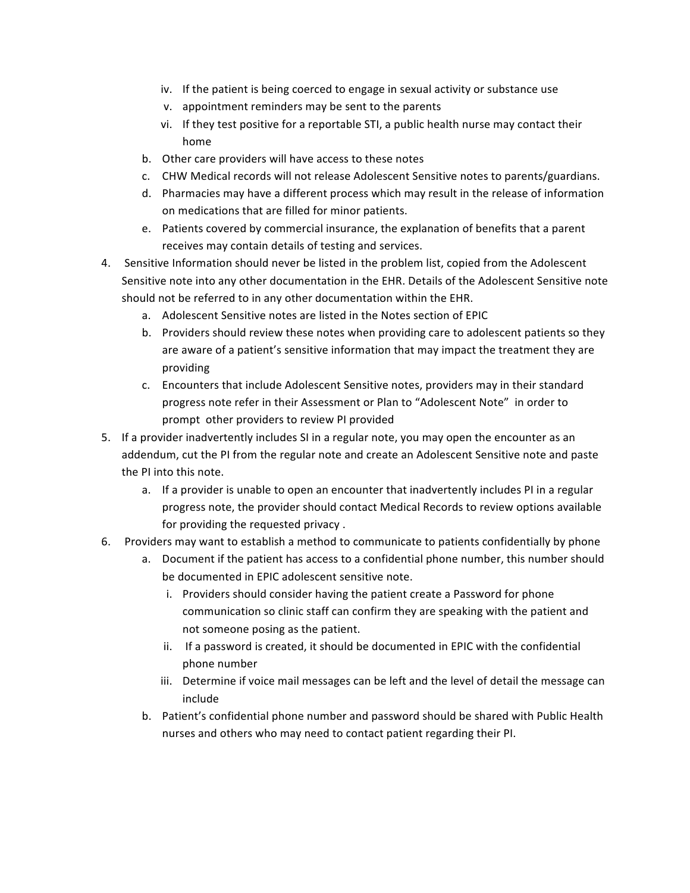iv. If the patient is being coerced to engage in sexual activity or substance use
   v. appointment reminders may be sent to the parents
   vi. If they test positive for a reportable STI, a public health nurse may contact their home

   b. Other care providers will have access to these notes
   c. CHW Medical records will not release Adolescent Sensitive notes to parents/guardians.
   d. Pharmacies may have a different process which may result in the release of information on medications that are filled for minor patients.
   e. Patients covered by commercial insurance, the explanation of benefits that a parent receives may contain details of testing and services.

4. Sensitive Information should never be listed in the problem list, copied from the Adolescent Sensitive note into any other documentation in the EHR. Details of the Adolescent Sensitive note should not be referred to in any other documentation within the EHR.
   a. Adolescent Sensitive notes are listed in the Notes section of EPIC
   b. Providers should review these notes when providing care to adolescent patients so they are aware of a patient's sensitive information that may impact the treatment they are providing
   c. Encounters that include Adolescent Sensitive notes, providers may in their standard progress note refer in their Assessment or Plan to "Adolescent Note" in order to prompt other providers to review PI provided
5. If a provider inadvertently includes SI in a regular note, you may open the encounter as an addendum, cut the PI from the regular note and create an Adolescent Sensitive note and paste the PI into this note.
   a. If a provider is unable to open an encounter that inadvertently includes PI in a regular progress note, the provider should contact Medical Records to review options available for providing the requested privacy .
6. Providers may want to establish a method to communicate to patients confidentially by phone
   a. Document if the patient has access to a confidential phone number, this number should be documented in EPIC adolescent sensitive note.
      i. Providers should consider having the patient create a Password for phone communication so clinic staff can confirm they are speaking with the patient and not someone posing as the patient.
      ii. If a password is created, it should be documented in EPIC with the confidential phone number
      iii. Determine if voice mail messages can be left and the level of detail the message can include
   b. Patient's confidential phone number and password should be shared with Public Health nurses and others who may need to contact patient regarding their PI.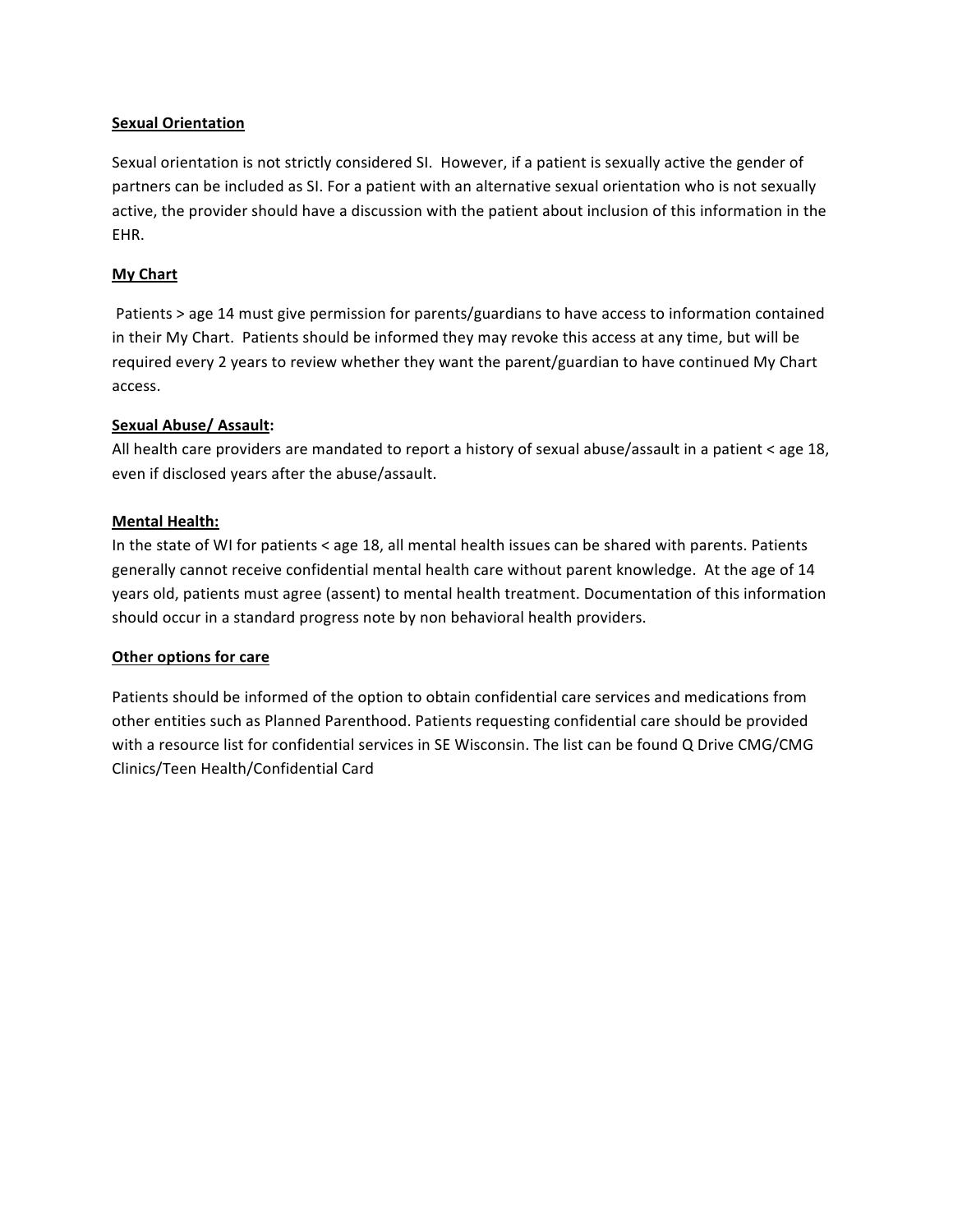**Sexual Orientation**

Sexual orientation is not strictly considered SI. However, if a patient is sexually active the gender of partners can be included as SI. For a patient with an alternative sexual orientation who is not sexually active, the provider should have a discussion with the patient about inclusion of this information in the EHR.

**My Chart**

Patients > age 14 must give permission for parents/guardians to have access to information contained in their My Chart. Patients should be informed they may revoke this access at any time, but will be required every 2 years to review whether they want the parent/guardian to have continued My Chart access.

**Sexual Abuse/ Assault:**

All health care providers are mandated to report a history of sexual abuse/assault in a patient < age 18, even if disclosed years after the abuse/assault.

**Mental Health:**

In the state of WI for patients < age 18, all mental health issues can be shared with parents. Patients generally cannot receive confidential mental health care without parent knowledge. At the age of 14 years old, patients must agree (assent) to mental health treatment. Documentation of this information should occur in a standard progress note by non behavioral health providers.

**Other options for care**

Patients should be informed of the option to obtain confidential care services and medications from other entities such as Planned Parenthood. Patients requesting confidential care should be provided with a resource list for confidential services in SE Wisconsin. The list can be found Q Drive CMG/CMG Clinics/Teen Health/Confidential Card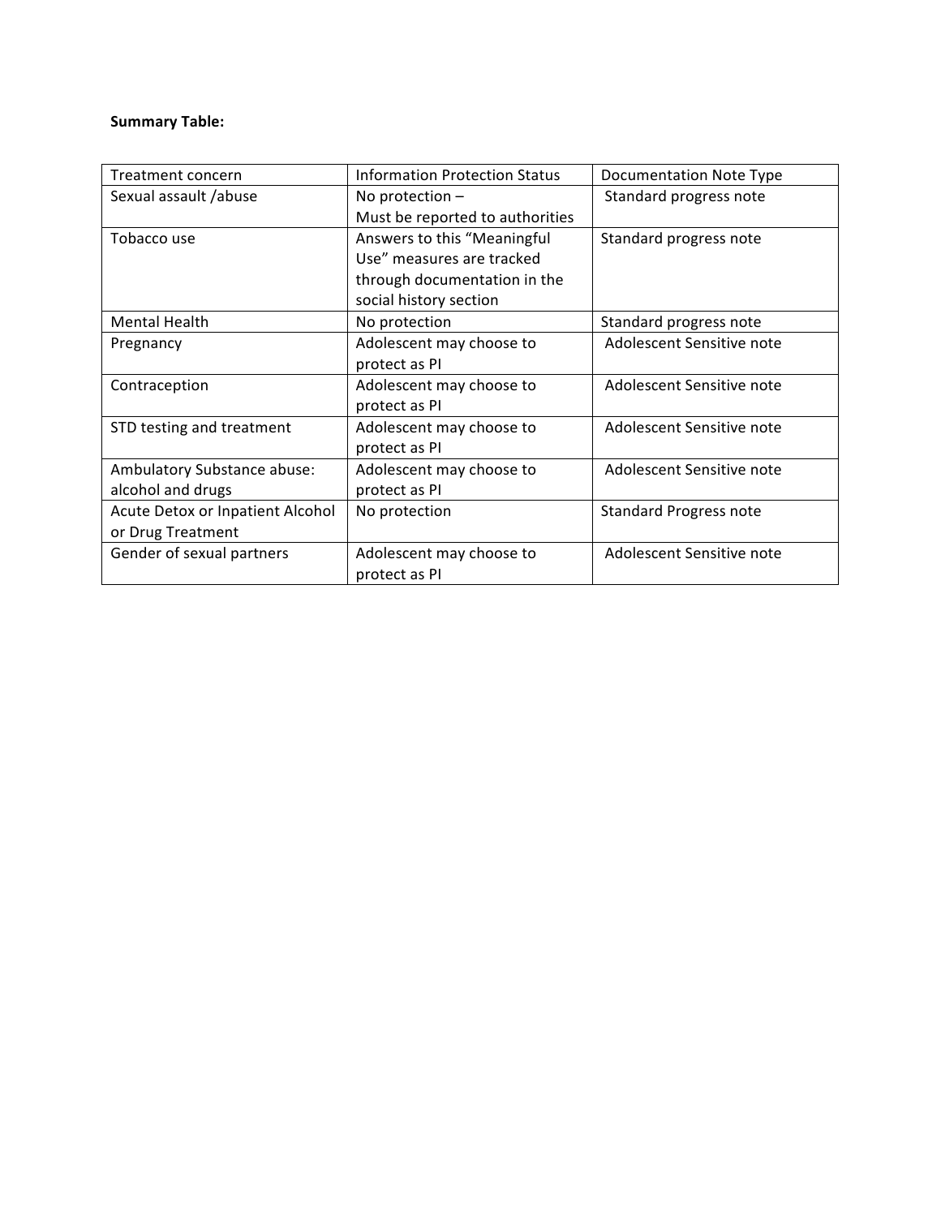**Summary Table:**

| Treatment concern | Information Protection Status | Documentation Note Type |
| --- | --- | --- |
| Sexual assault /abuse | No protection – Must be reported to authorities | Standard progress note |
| Tobacco use | Answers to this "Meaningful Use" measures are tracked through documentation in the social history section | Standard progress note |
| Mental Health | No protection | Standard progress note |
| Pregnancy | Adolescent may choose to protect as PI | Adolescent Sensitive note |
| Contraception | Adolescent may choose to protect as PI | Adolescent Sensitive note |
| STD testing and treatment | Adolescent may choose to protect as PI | Adolescent Sensitive note |
| Ambulatory Substance abuse: alcohol and drugs | Adolescent may choose to protect as PI | Adolescent Sensitive note |
| Acute Detox or Inpatient Alcohol or Drug Treatment | No protection | Standard Progress note |
| Gender of sexual partners | Adolescent may choose to protect as PI | Adolescent Sensitive note |